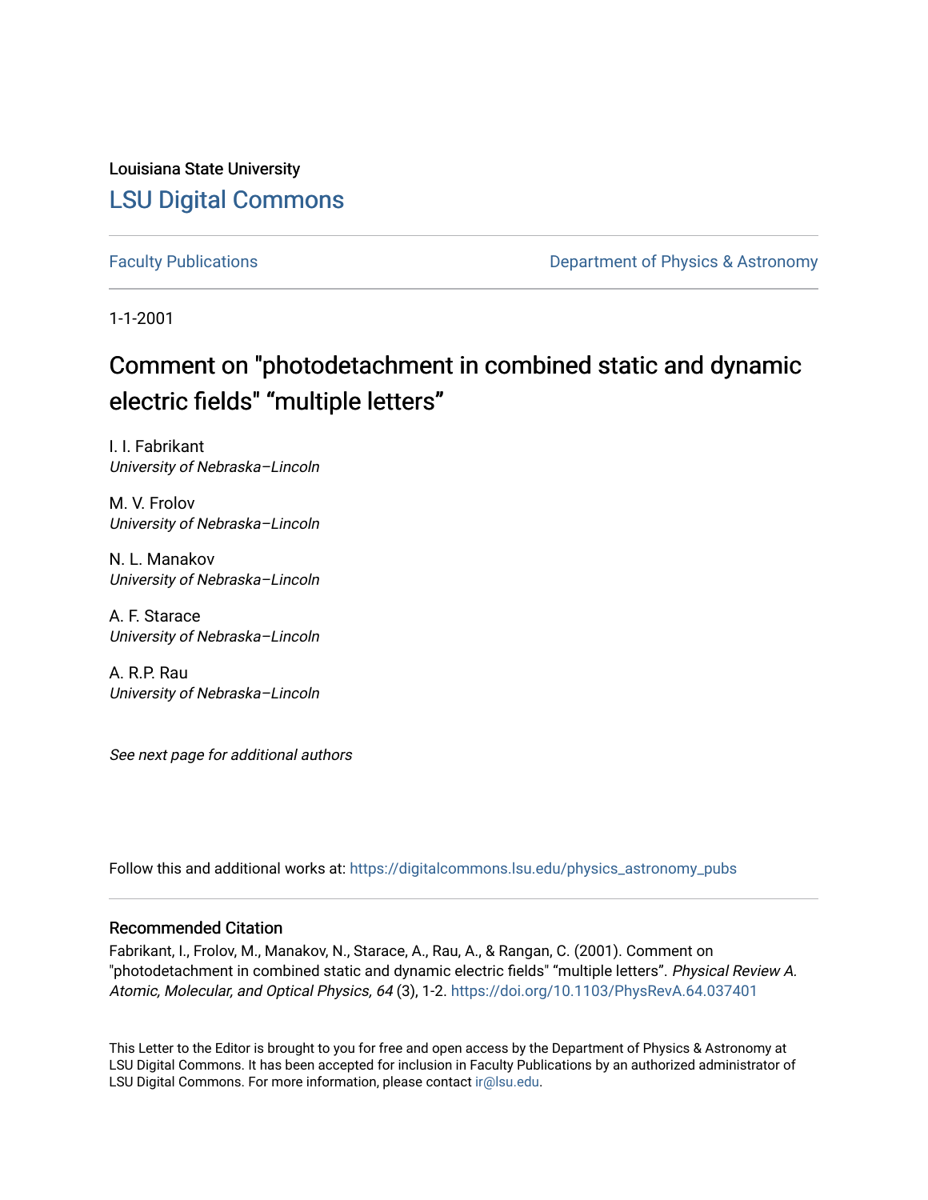Louisiana State University

## LSU Digital Commons

Faculty Publications | Department of Physics & Astronomy

1-1-2001

# Comment on "photodetachment in combined static and dynamic electric fields" “multiple letters”

I. I. Fabrikant
*University of Nebraska–Lincoln*

M. V. Frolov
*University of Nebraska–Lincoln*

N. L. Manakov
*University of Nebraska–Lincoln*

A. F. Starace
*University of Nebraska–Lincoln*

A. R.P. Rau
*University of Nebraska–Lincoln*

*See next page for additional authors*

Follow this and additional works at: https://digitalcommons.lsu.edu/physics_astronomy_pubs

### Recommended Citation

Fabrikant, I., Frolov, M., Manakov, N., Starace, A., Rau, A., & Rangan, C. (2001). Comment on "photodetachment in combined static and dynamic electric fields" “multiple letters”. *Physical Review A. Atomic, Molecular, and Optical Physics, 64* (3), 1-2. https://doi.org/10.1103/PhysRevA.64.037401

This Letter to the Editor is brought to you for free and open access by the Department of Physics & Astronomy at LSU Digital Commons. It has been accepted for inclusion in Faculty Publications by an authorized administrator of LSU Digital Commons. For more information, please contact ir@lsu.edu.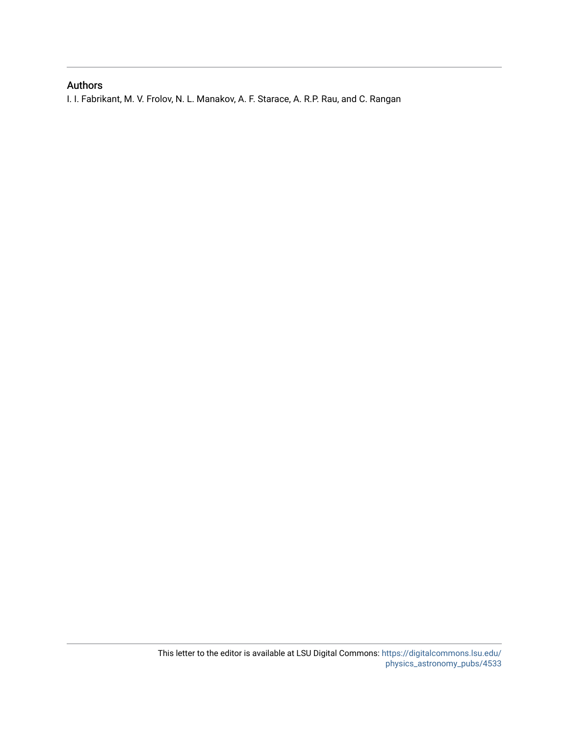## Authors

I. I. Fabrikant, M. V. Frolov, N. L. Manakov, A. F. Starace, A. R.P. Rau, and C. Rangan

This letter to the editor is available at LSU Digital Commons: https://digitalcommons.lsu.edu/physics_astronomy_pubs/4533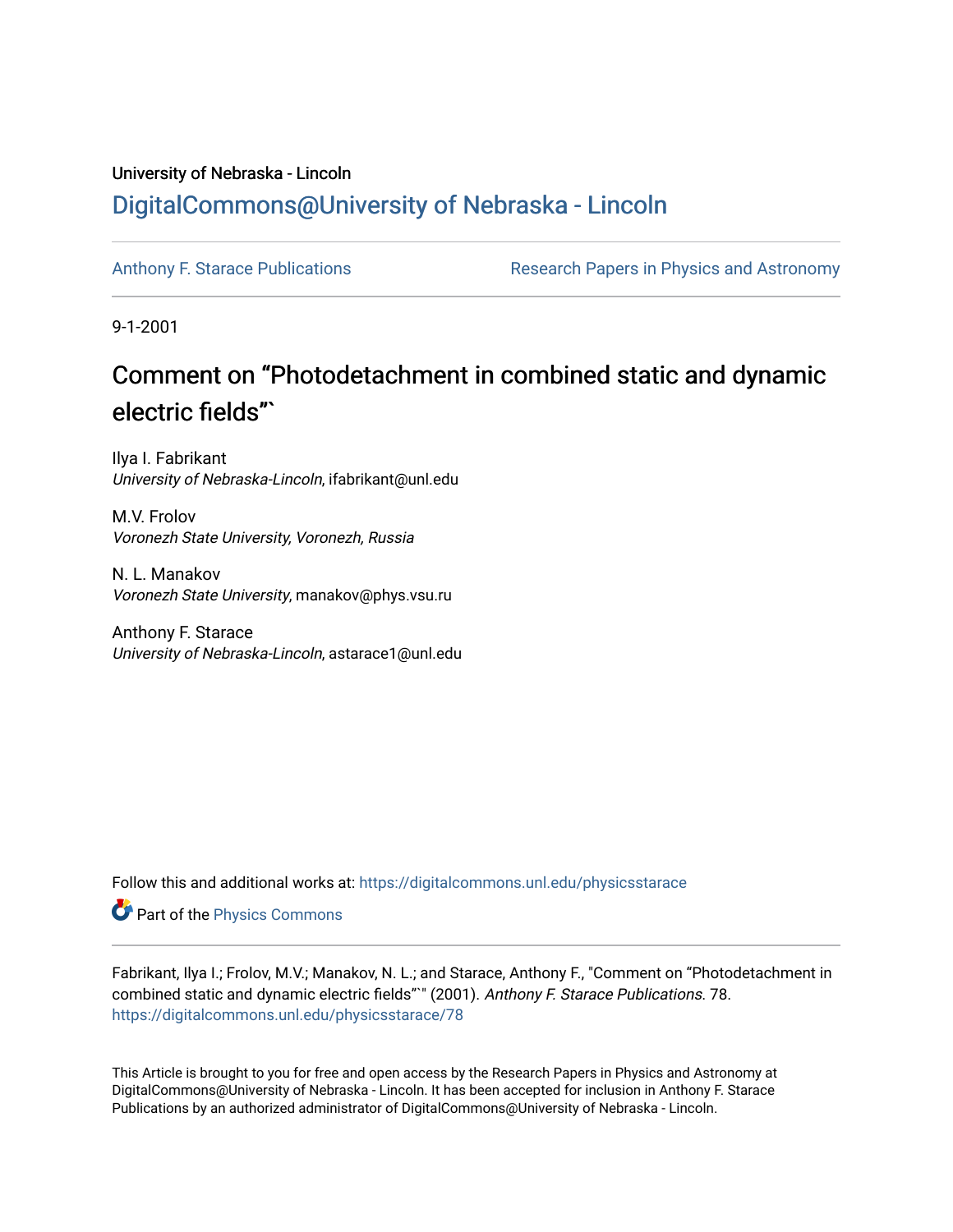University of Nebraska - Lincoln

# DigitalCommons@University of Nebraska - Lincoln

Anthony F. Starace Publications

Research Papers in Physics and Astronomy

9-1-2001

## Comment on “Photodetachment in combined static and dynamic electric fields”`

Ilya I. Fabrikant
*University of Nebraska-Lincoln*, ifabrikant@unl.edu

M.V. Frolov
*Voronezh State University, Voronezh, Russia*

N. L. Manakov
*Voronezh State University*, manakov@phys.vsu.ru

Anthony F. Starace
*University of Nebraska-Lincoln*, astarace1@unl.edu

Follow this and additional works at: https://digitalcommons.unl.edu/physicsstarace

Part of the Physics Commons

Fabrikant, Ilya I.; Frolov, M.V.; Manakov, N. L.; and Starace, Anthony F., "Comment on “Photodetachment in combined static and dynamic electric fields”`" (2001). *Anthony F. Starace Publications.* 78.
https://digitalcommons.unl.edu/physicsstarace/78

This Article is brought to you for free and open access by the Research Papers in Physics and Astronomy at DigitalCommons@University of Nebraska - Lincoln. It has been accepted for inclusion in Anthony F. Starace Publications by an authorized administrator of DigitalCommons@University of Nebraska - Lincoln.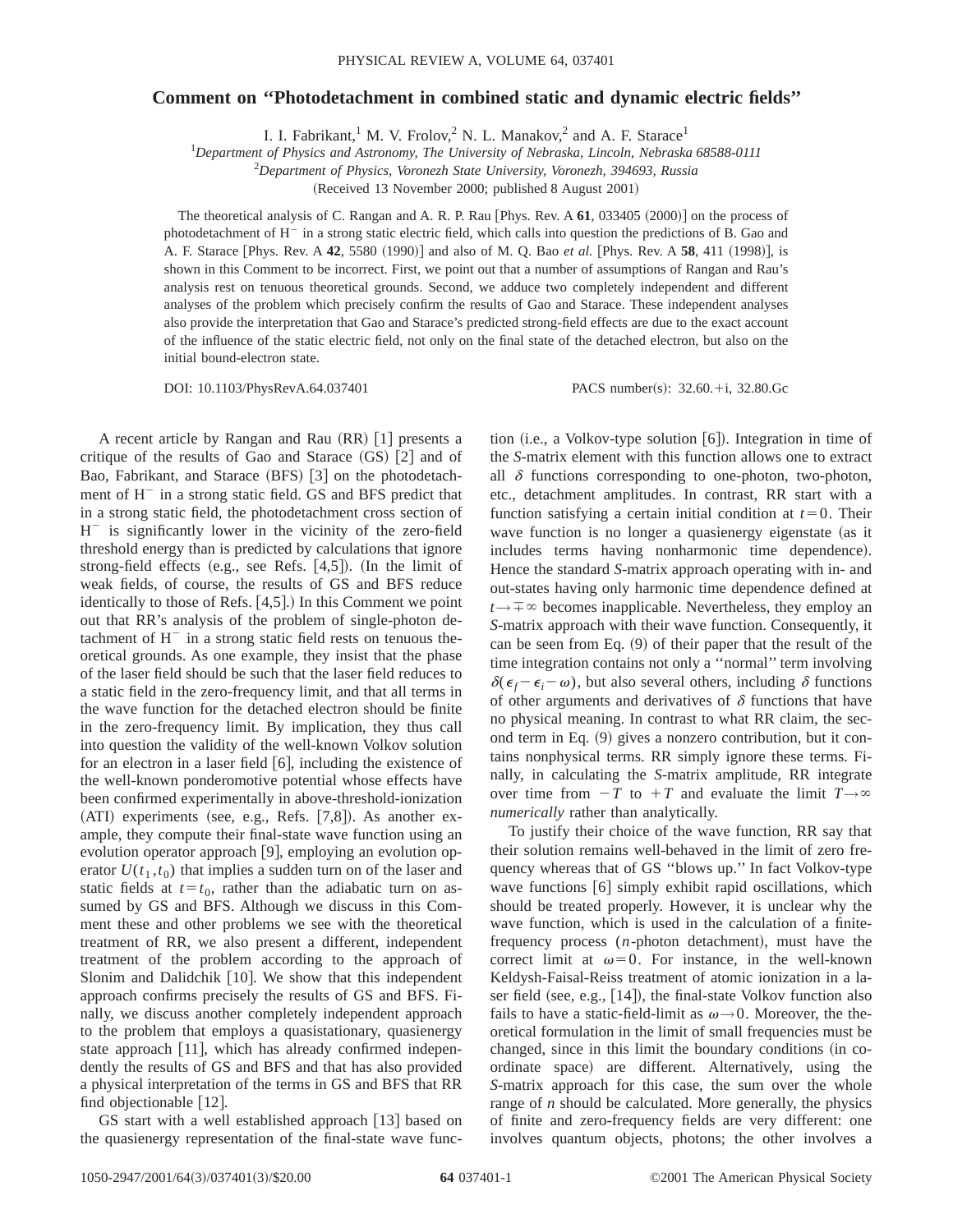# Comment on "Photodetachment in combined static and dynamic electric fields"

I. I. Fabrikant,[1] M. V. Frolov,[2] N. L. Manakov,[2] and A. F. Starace[1]

[1]*Department of Physics and Astronomy, The University of Nebraska, Lincoln, Nebraska 68588-0111*

[2]*Department of Physics, Voronezh State University, Voronezh, 394693, Russia*

(Received 13 November 2000; published 8 August 2001)

The theoretical analysis of C. Rangan and A. R. P. Rau [Phys. Rev. A **61**, 033405 (2000)] on the process of photodetachment of $H^-$ in a strong static electric field, which calls into question the predictions of B. Gao and A. F. Starace [Phys. Rev. A **42**, 5580 (1990)] and also of M. Q. Bao *et al.* [Phys. Rev. A **58**, 411 (1998)], is shown in this Comment to be incorrect. First, we point out that a number of assumptions of Rangan and Rau's analysis rest on tenuous theoretical grounds. Second, we adduce two completely independent and different analyses of the problem which precisely confirm the results of Gao and Starace. These independent analyses also provide the interpretation that Gao and Starace's predicted strong-field effects are due to the exact account of the influence of the static electric field, not only on the final state of the detached electron, but also on the initial bound-electron state.

DOI: 10.1103/PhysRevA.64.037401    PACS number(s): 32.60.+i, 32.80.Gc

A recent article by Rangan and Rau (RR) [1] presents a critique of the results of Gao and Starace (GS) [2] and of Bao, Fabrikant, and Starace (BFS) [3] on the photodetachment of $H^-$ in a strong static field. GS and BFS predict that in a strong static field, the photodetachment cross section of $H^-$ is significantly lower in the vicinity of the zero-field threshold energy than is predicted by calculations that ignore strong-field effects (e.g., see Refs. [4,5]). (In the limit of weak fields, of course, the results of GS and BFS reduce identically to those of Refs. [4,5].) In this Comment we point out that RR's analysis of the problem of single-photon detachment of $H^-$ in a strong static field rests on tenuous theoretical grounds. As one example, they insist that the phase of the laser field should be such that the laser field reduces to a static field in the zero-frequency limit, and that all terms in the wave function for the detached electron should be finite in the zero-frequency limit. By implication, they thus call into question the validity of the well-known Volkov solution for an electron in a laser field [6], including the existence of the well-known ponderomotive potential whose effects have been confirmed experimentally in above-threshold-ionization (ATI) experiments (see, e.g., Refs. [7,8]). As another example, they compute their final-state wave function using an evolution operator approach [9], employing an evolution operator $U(t_1,t_0)$ that implies a sudden turn on of the laser and static fields at $t=t_0$, rather than the adiabatic turn on assumed by GS and BFS. Although we discuss in this Comment these and other problems we see with the theoretical treatment of RR, we also present a different, independent treatment of the problem according to the approach of Slonim and Dalidchik [10]. We show that this independent approach confirms precisely the results of GS and BFS. Finally, we discuss another completely independent approach to the problem that employs a quasistationary, quasienergy state approach [11], which has already confirmed independently the results of GS and BFS and that has also provided a physical interpretation of the terms in GS and BFS that RR find objectionable [12].

GS start with a well established approach [13] based on the quasienergy representation of the final-state wave function (i.e., a Volkov-type solution [6]). Integration in time of the *S*-matrix element with this function allows one to extract all $\delta$ functions corresponding to one-photon, two-photon, etc., detachment amplitudes. In contrast, RR start with a function satisfying a certain initial condition at $t=0$. Their wave function is no longer a quasienergy eigenstate (as it includes terms having nonharmonic time dependence). Hence the standard *S*-matrix approach operating with in- and out-states having only harmonic time dependence defined at $t\to\mp\infty$ becomes inapplicable. Nevertheless, they employ an *S*-matrix approach with their wave function. Consequently, it can be seen from Eq. (9) of their paper that the result of the time integration contains not only a "normal" term involving $\delta(\epsilon_f-\epsilon_i-\omega)$, but also several others, including $\delta$ functions of other arguments and derivatives of $\delta$ functions that have no physical meaning. In contrast to what RR claim, the second term in Eq. (9) gives a nonzero contribution, but it contains nonphysical terms. RR simply ignore these terms. Finally, in calculating the *S*-matrix amplitude, RR integrate over time from $-T$ to $+T$ and evaluate the limit $T\to\infty$ *numerically* rather than analytically.

To justify their choice of the wave function, RR say that their solution remains well-behaved in the limit of zero frequency whereas that of GS "blows up." In fact Volkov-type wave functions [6] simply exhibit rapid oscillations, which should be treated properly. However, it is unclear why the wave function, which is used in the calculation of a finite-frequency process ($n$-photon detachment), must have the correct limit at $\omega=0$. For instance, in the well-known Keldysh-Faisal-Reiss treatment of atomic ionization in a laser field (see, e.g., [14]), the final-state Volkov function also fails to have a static-field-limit as $\omega\to 0$. Moreover, the theoretical formulation in the limit of small frequencies must be changed, since in this limit the boundary conditions (in coordinate space) are different. Alternatively, using the *S*-matrix approach for this case, the sum over the whole range of $n$ should be calculated. More generally, the physics of finite and zero-frequency fields are very different: one involves quantum objects, photons; the other involves a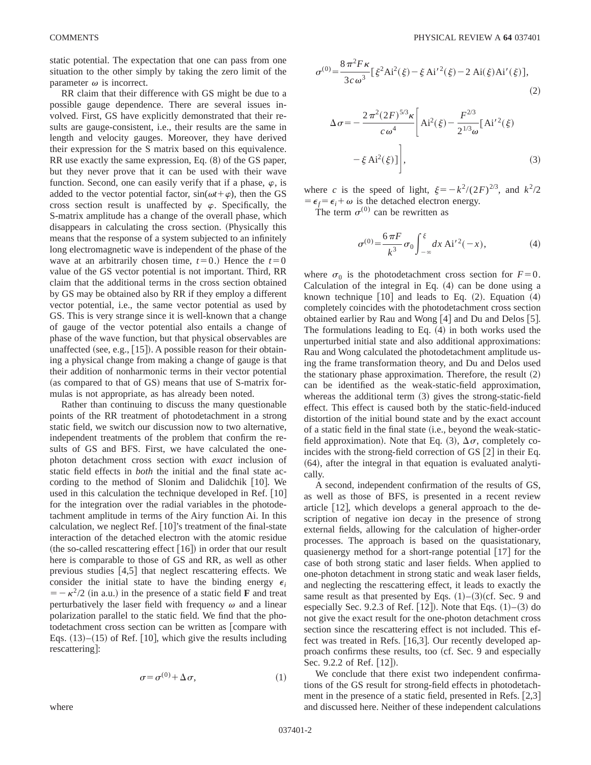static potential. The expectation that one can pass from one situation to the other simply by taking the zero limit of the parameter $\omega$ is incorrect.

RR claim that their difference with GS might be due to a possible gauge dependence. There are several issues involved. First, GS have explicitly demonstrated that their results are gauge-consistent, i.e., their results are the same in length and velocity gauges. Moreover, they have derived their expression for the S matrix based on this equivalence. RR use exactly the same expression, Eq. (8) of the GS paper, but they never prove that it can be used with their wave function. Second, one can easily verify that if a phase, $\varphi$, is added to the vector potential factor, $\sin(\omega t+\varphi)$, then the GS cross section result is unaffected by $\varphi$. Specifically, the S-matrix amplitude has a change of the overall phase, which disappears in calculating the cross section. (Physically this means that the response of a system subjected to an infinitely long electromagnetic wave is independent of the phase of the wave at an arbitrarily chosen time, $t=0$.) Hence the $t=0$ value of the GS vector potential is not important. Third, RR claim that the additional terms in the cross section obtained by GS may be obtained also by RR if they employ a different vector potential, i.e., the same vector potential as used by GS. This is very strange since it is well-known that a change of gauge of the vector potential also entails a change of phase of the wave function, but that physical observables are unaffected (see, e.g., [15]). A possible reason for their obtaining a physical change from making a change of gauge is that their addition of nonharmonic terms in their vector potential (as compared to that of GS) means that use of S-matrix formulas is not appropriate, as has already been noted.

Rather than continuing to discuss the many questionable points of the RR treatment of photodetachment in a strong static field, we switch our discussion now to two alternative, independent treatments of the problem that confirm the results of GS and BFS. First, we have calculated the one-photon detachment cross section with *exact* inclusion of static field effects in *both* the initial and the final state according to the method of Slonim and Dalidchik [10]. We used in this calculation the technique developed in Ref. [10] for the integration over the radial variables in the photodetachment amplitude in terms of the Airy function Ai. In this calculation, we neglect Ref. [10]'s treatment of the final-state interaction of the detached electron with the atomic residue (the so-called rescattering effect [16]) in order that our result here is comparable to those of GS and RR, as well as other previous studies [4,5] that neglect rescattering effects. We consider the initial state to have the binding energy $\epsilon_i = -\kappa^2/2$ (in a.u.) in the presence of a static field $\mathbf{F}$ and treat perturbatively the laser field with frequency $\omega$ and a linear polarization parallel to the static field. We find that the photodetachment cross section can be written as [compare with Eqs. (13)–(15) of Ref. [10], which give the results including rescattering]:

$$\sigma = \sigma^{(0)} + \Delta\sigma, \tag{1}$$

where

$$\sigma^{(0)} = \frac{8\pi^2 F\kappa}{3c\omega^3}[\xi^2 \mathrm{Ai}^2(\xi) - \xi\,\mathrm{Ai}'^2(\xi) - 2\,\mathrm{Ai}(\xi)\mathrm{Ai}'(\xi)], \tag{2}$$

$$\Delta\sigma = -\frac{2\pi^2(2F)^{5/3}\kappa}{c\omega^4}\left[\mathrm{Ai}^2(\xi) - \frac{F^{2/3}}{2^{1/3}\omega}[\mathrm{Ai}'^2(\xi) - \xi\,\mathrm{Ai}^2(\xi)]\right], \tag{3}$$

where $c$ is the speed of light, $\xi = -k^2/(2F)^{2/3}$, and $k^2/2 = \epsilon_f = \epsilon_i + \omega$ is the detached electron energy.

The term $\sigma^{(0)}$ can be rewritten as

$$\sigma^{(0)} = \frac{6\pi F}{k^3}\sigma_0 \int_{-\infty}^{\xi} dx\,\mathrm{Ai}'^2(-x), \tag{4}$$

where $\sigma_0$ is the photodetachment cross section for $F=0$. Calculation of the integral in Eq. (4) can be done using a known technique [10] and leads to Eq. (2). Equation (4) completely coincides with the photodetachment cross section obtained earlier by Rau and Wong [4] and Du and Delos [5]. The formulations leading to Eq. (4) in both works used the unperturbed initial state and also additional approximations: Rau and Wong calculated the photodetachment amplitude using the frame transformation theory, and Du and Delos used the stationary phase approximation. Therefore, the result (2) can be identified as the weak-static-field approximation, whereas the additional term (3) gives the strong-static-field effect. This effect is caused both by the static-field-induced distortion of the initial bound state and by the exact account of a static field in the final state (i.e., beyond the weak-static-field approximation). Note that Eq. (3), $\Delta\sigma$, completely coincides with the strong-field correction of GS [2] in their Eq. (64), after the integral in that equation is evaluated analytically.

A second, independent confirmation of the results of GS, as well as those of BFS, is presented in a recent review article [12], which develops a general approach to the description of negative ion decay in the presence of strong external fields, allowing for the calculation of higher-order processes. The approach is based on the quasistationary, quasienergy method for a short-range potential [17] for the case of both strong static and laser fields. When applied to one-photon detachment in strong static and weak laser fields, and neglecting the rescattering effect, it leads to exactly the same result as that presented by Eqs. (1)–(3)(cf. Sec. 9 and especially Sec. 9.2.3 of Ref. [12]). Note that Eqs. (1)–(3) do not give the exact result for the one-photon detachment cross section since the rescattering effect is not included. This effect was treated in Refs. [16,3]. Our recently developed approach confirms these results, too (cf. Sec. 9 and especially Sec. 9.2.2 of Ref. [12]).

We conclude that there exist two independent confirmations of the GS result for strong-field effects in photodetachment in the presence of a static field, presented in Refs. [2,3] and discussed here. Neither of these independent calculations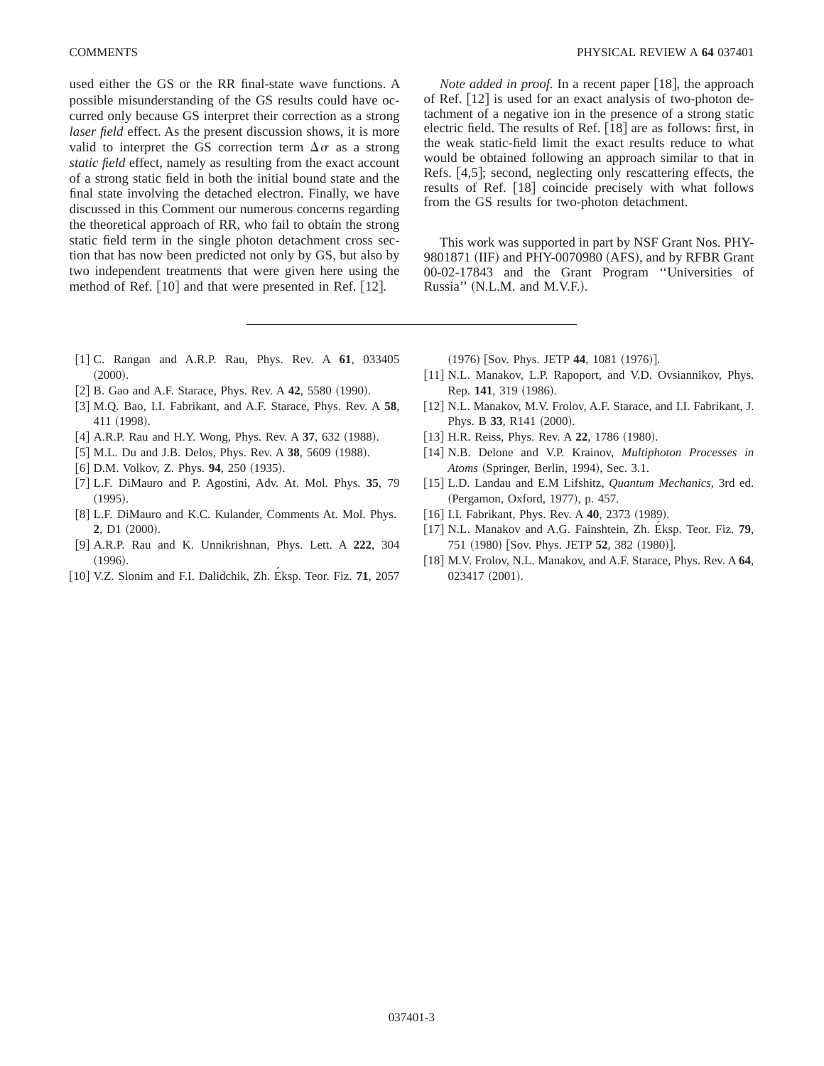used either the GS or the RR final-state wave functions. A possible misunderstanding of the GS results could have occurred only because GS interpret their correction as a strong *laser field* effect. As the present discussion shows, it is more valid to interpret the GS correction term $\Delta\sigma$ as a strong *static field* effect, namely as resulting from the exact account of a strong static field in both the initial bound state and the final state involving the detached electron. Finally, we have discussed in this Comment our numerous concerns regarding the theoretical approach of RR, who fail to obtain the strong static field term in the single photon detachment cross section that has now been predicted not only by GS, but also by two independent treatments that were given here using the method of Ref. [10] and that were presented in Ref. [12].

*Note added in proof.* In a recent paper [18], the approach of Ref. [12] is used for an exact analysis of two-photon detachment of a negative ion in the presence of a strong static electric field. The results of Ref. [18] are as follows: first, in the weak static-field limit the exact results reduce to what would be obtained following an approach similar to that in Refs. [4,5]; second, neglecting only rescattering effects, the results of Ref. [18] coincide precisely with what follows from the GS results for two-photon detachment.

This work was supported in part by NSF Grant Nos. PHY-9801871 (IIF) and PHY-0070980 (AFS), and by RFBR Grant 00-02-17843 and the Grant Program "Universities of Russia" (N.L.M. and M.V.F.).

---

[1] C. Rangan and A.R.P. Rau, Phys. Rev. A **61**, 033405 (2000).

[2] B. Gao and A.F. Starace, Phys. Rev. A **42**, 5580 (1990).

[3] M.Q. Bao, I.I. Fabrikant, and A.F. Starace, Phys. Rev. A **58**, 411 (1998).

[4] A.R.P. Rau and H.Y. Wong, Phys. Rev. A **37**, 632 (1988).

[5] M.L. Du and J.B. Delos, Phys. Rev. A **38**, 5609 (1988).

[6] D.M. Volkov, Z. Phys. **94**, 250 (1935).

[7] L.F. DiMauro and P. Agostini, Adv. At. Mol. Phys. **35**, 79 (1995).

[8] L.F. DiMauro and K.C. Kulander, Comments At. Mol. Phys. **2**, D1 (2000).

[9] A.R.P. Rau and K. Unnikrishnan, Phys. Lett. A **222**, 304 (1996).

[10] V.Z. Slonim and F.I. Dalidchik, Zh. Éksp. Teor. Fiz. **71**, 2057 (1976) [Sov. Phys. JETP **44**, 1081 (1976)].

[11] N.L. Manakov, L.P. Rapoport, and V.D. Ovsiannikov, Phys. Rep. **141**, 319 (1986).

[12] N.L. Manakov, M.V. Frolov, A.F. Starace, and I.I. Fabrikant, J. Phys. B **33**, R141 (2000).

[13] H.R. Reiss, Phys. Rev. A **22**, 1786 (1980).

[14] N.B. Delone and V.P. Krainov, *Multiphoton Processes in Atoms* (Springer, Berlin, 1994), Sec. 3.1.

[15] L.D. Landau and E.M Lifshitz, *Quantum Mechanics*, 3rd ed. (Pergamon, Oxford, 1977), p. 457.

[16] I.I. Fabrikant, Phys. Rev. A **40**, 2373 (1989).

[17] N.L. Manakov and A.G. Fainshtein, Zh. Éksp. Teor. Fiz. **79**, 751 (1980) [Sov. Phys. JETP **52**, 382 (1980)].

[18] M.V. Frolov, N.L. Manakov, and A.F. Starace, Phys. Rev. A **64**, 023417 (2001).